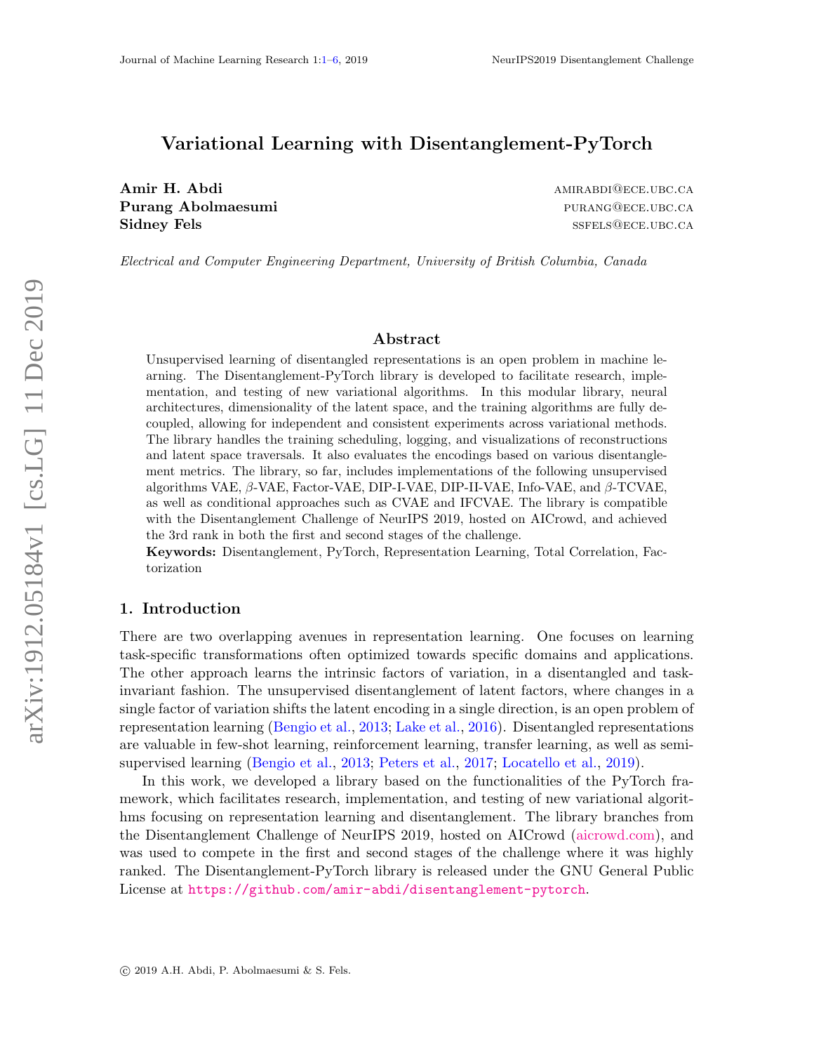# Variational Learning with Disentanglement-PyTorch

**Amir H. Abdi** AMIRABDI@ECE.UBC.CA
**Purang Abolmaesumi** PURANG@ECE.UBC.CA
**Sidney Fels** SSFELS@ECE.UBC.CA

*Electrical and Computer Engineering Department, University of British Columbia, Canada*

## Abstract

Unsupervised learning of disentangled representations is an open problem in machine learning. The Disentanglement-PyTorch library is developed to facilitate research, implementation, and testing of new variational algorithms. In this modular library, neural architectures, dimensionality of the latent space, and the training algorithms are fully decoupled, allowing for independent and consistent experiments across variational methods. The library handles the training scheduling, logging, and visualizations of reconstructions and latent space traversals. It also evaluates the encodings based on various disentanglement metrics. The library, so far, includes implementations of the following unsupervised algorithms VAE, $\beta$-VAE, Factor-VAE, DIP-I-VAE, DIP-II-VAE, Info-VAE, and $\beta$-TCVAE, as well as conditional approaches such as CVAE and IFCVAE. The library is compatible with the Disentanglement Challenge of NeurIPS 2019, hosted on AICrowd, and achieved the 3rd rank in both the first and second stages of the challenge.

**Keywords:** Disentanglement, PyTorch, Representation Learning, Total Correlation, Factorization

## 1. Introduction

There are two overlapping avenues in representation learning. One focuses on learning task-specific transformations often optimized towards specific domains and applications. The other approach learns the intrinsic factors of variation, in a disentangled and task-invariant fashion. The unsupervised disentanglement of latent factors, where changes in a single factor of variation shifts the latent encoding in a single direction, is an open problem of representation learning (Bengio et al., 2013; Lake et al., 2016). Disentangled representations are valuable in few-shot learning, reinforcement learning, transfer learning, as well as semi-supervised learning (Bengio et al., 2013; Peters et al., 2017; Locatello et al., 2019).

In this work, we developed a library based on the functionalities of the PyTorch framework, which facilitates research, implementation, and testing of new variational algorithms focusing on representation learning and disentanglement. The library branches from the Disentanglement Challenge of NeurIPS 2019, hosted on AICrowd (aicrowd.com), and was used to compete in the first and second stages of the challenge where it was highly ranked. The Disentanglement-PyTorch library is released under the GNU General Public License at https://github.com/amir-abdi/disentanglement-pytorch.

© 2019 A.H. Abdi, P. Abolmaesumi & S. Fels.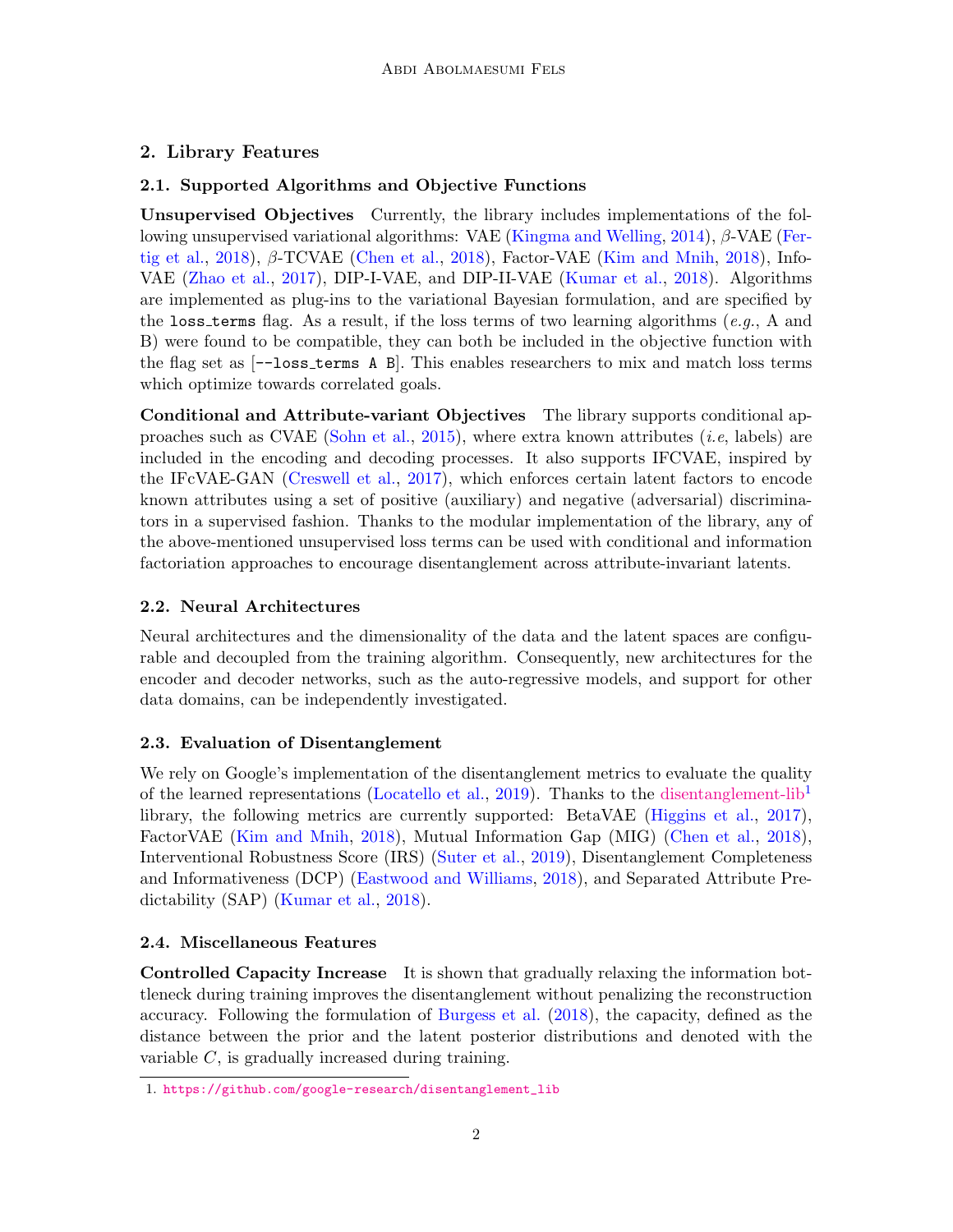## 2. Library Features

### 2.1. Supported Algorithms and Objective Functions

**Unsupervised Objectives** Currently, the library includes implementations of the following unsupervised variational algorithms: VAE (Kingma and Welling, 2014), $\beta$-VAE (Fertig et al., 2018), $\beta$-TCVAE (Chen et al., 2018), Factor-VAE (Kim and Mnih, 2018), InfoVAE (Zhao et al., 2017), DIP-I-VAE, and DIP-II-VAE (Kumar et al., 2018). Algorithms are implemented as plug-ins to the variational Bayesian formulation, and are specified by the `loss_terms` flag. As a result, if the loss terms of two learning algorithms (*e.g.*, A and B) were found to be compatible, they can both be included in the objective function with the flag set as [`--loss_terms A B`]. This enables researchers to mix and match loss terms which optimize towards correlated goals.

**Conditional and Attribute-variant Objectives** The library supports conditional approaches such as CVAE (Sohn et al., 2015), where extra known attributes (*i.e*, labels) are included in the encoding and decoding processes. It also supports IFCVAE, inspired by the IFcVAE-GAN (Creswell et al., 2017), which enforces certain latent factors to encode known attributes using a set of positive (auxiliary) and negative (adversarial) discriminators in a supervised fashion. Thanks to the modular implementation of the library, any of the above-mentioned unsupervised loss terms can be used with conditional and information factoriation approaches to encourage disentanglement across attribute-invariant latents.

### 2.2. Neural Architectures

Neural architectures and the dimensionality of the data and the latent spaces are configurable and decoupled from the training algorithm. Consequently, new architectures for the encoder and decoder networks, such as the auto-regressive models, and support for other data domains, can be independently investigated.

### 2.3. Evaluation of Disentanglement

We rely on Google's implementation of the disentanglement metrics to evaluate the quality of the learned representations (Locatello et al., 2019). Thanks to the disentanglement-lib[1] library, the following metrics are currently supported: BetaVAE (Higgins et al., 2017), FactorVAE (Kim and Mnih, 2018), Mutual Information Gap (MIG) (Chen et al., 2018), Interventional Robustness Score (IRS) (Suter et al., 2019), Disentanglement Completeness and Informativeness (DCP) (Eastwood and Williams, 2018), and Separated Attribute Predictability (SAP) (Kumar et al., 2018).

### 2.4. Miscellaneous Features

**Controlled Capacity Increase** It is shown that gradually relaxing the information bottleneck during training improves the disentanglement without penalizing the reconstruction accuracy. Following the formulation of Burgess et al. (2018), the capacity, defined as the distance between the prior and the latent posterior distributions and denoted with the variable $C$, is gradually increased during training.

1. https://github.com/google-research/disentanglement_lib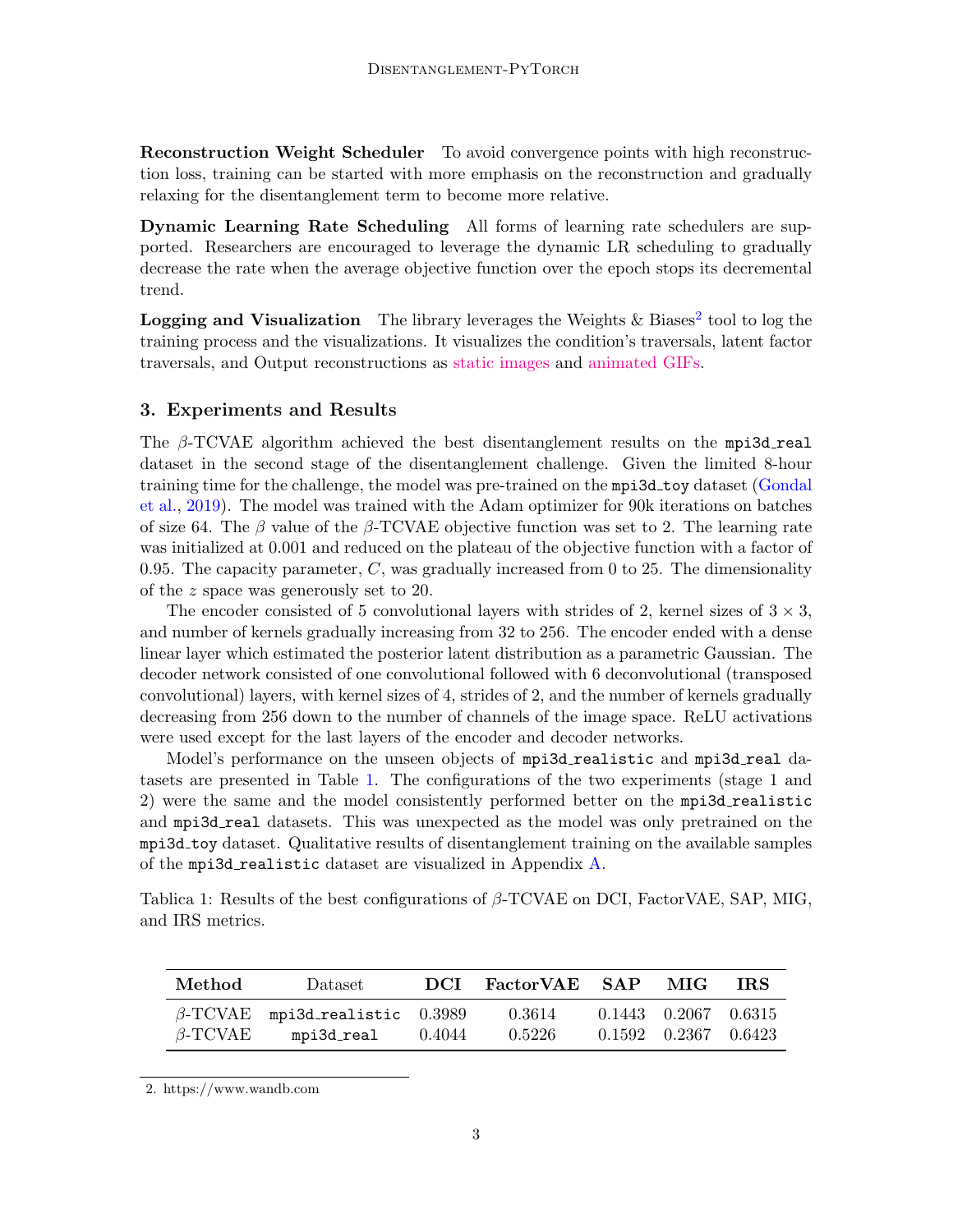**Reconstruction Weight Scheduler** To avoid convergence points with high reconstruction loss, training can be started with more emphasis on the reconstruction and gradually relaxing for the disentanglement term to become more relative.

**Dynamic Learning Rate Scheduling** All forms of learning rate schedulers are supported. Researchers are encouraged to leverage the dynamic LR scheduling to gradually decrease the rate when the average objective function over the epoch stops its decremental trend.

**Logging and Visualization** The library leverages the Weights & Biases[2] tool to log the training process and the visualizations. It visualizes the condition's traversals, latent factor traversals, and Output reconstructions as static images and animated GIFs.

## 3. Experiments and Results

The $\beta$-TCVAE algorithm achieved the best disentanglement results on the `mpi3d_real` dataset in the second stage of the disentanglement challenge. Given the limited 8-hour training time for the challenge, the model was pre-trained on the `mpi3d_toy` dataset (Gondal et al., 2019). The model was trained with the Adam optimizer for 90k iterations on batches of size 64. The $\beta$ value of the $\beta$-TCVAE objective function was set to 2. The learning rate was initialized at 0.001 and reduced on the plateau of the objective function with a factor of 0.95. The capacity parameter, $C$, was gradually increased from 0 to 25. The dimensionality of the $z$ space was generously set to 20.

The encoder consisted of 5 convolutional layers with strides of 2, kernel sizes of $3 \times 3$, and number of kernels gradually increasing from 32 to 256. The encoder ended with a dense linear layer which estimated the posterior latent distribution as a parametric Gaussian. The decoder network consisted of one convolutional followed with 6 deconvolutional (transposed convolutional) layers, with kernel sizes of 4, strides of 2, and the number of kernels gradually decreasing from 256 down to the number of channels of the image space. ReLU activations were used except for the last layers of the encoder and decoder networks.

Model's performance on the unseen objects of `mpi3d_realistic` and `mpi3d_real` datasets are presented in Table 1. The configurations of the two experiments (stage 1 and 2) were the same and the model consistently performed better on the `mpi3d_realistic` and `mpi3d_real` datasets. This was unexpected as the model was only pretrained on the `mpi3d_toy` dataset. Qualitative results of disentanglement training on the available samples of the `mpi3d_realistic` dataset are visualized in Appendix A.

Tablica 1: Results of the best configurations of $\beta$-TCVAE on DCI, FactorVAE, SAP, MIG, and IRS metrics.

| **Method** | Dataset | **DCI** | **FactorVAE** | **SAP** | **MIG** | **IRS** |
|---|---|---|---|---|---|---|
| $\beta$-TCVAE | `mpi3d_realistic` | 0.3989 | 0.3614 | 0.1443 | 0.2067 | 0.6315 |
| $\beta$-TCVAE | `mpi3d_real` | 0.4044 | 0.5226 | 0.1592 | 0.2367 | 0.6423 |

2. https://www.wandb.com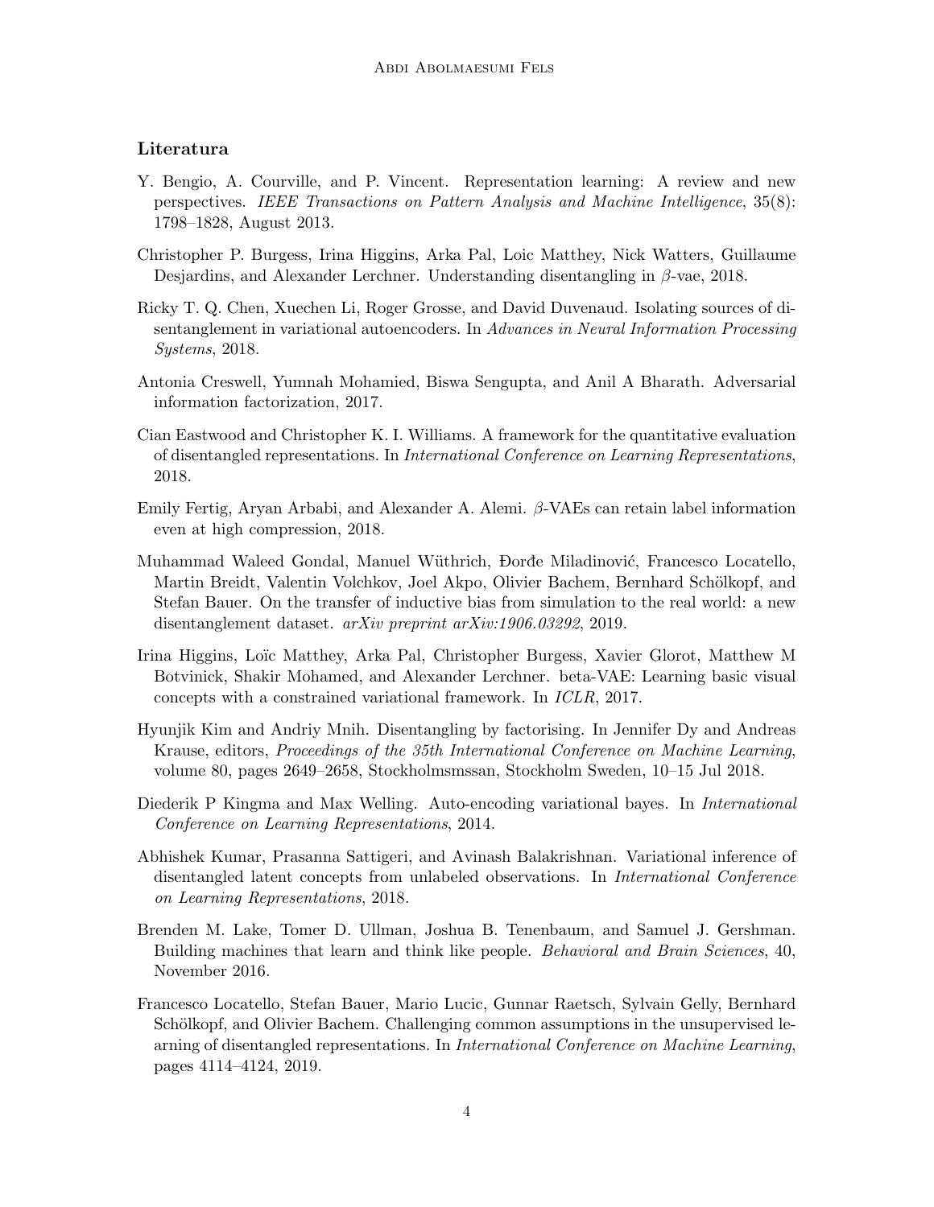## Literatura

Y. Bengio, A. Courville, and P. Vincent. Representation learning: A review and new perspectives. *IEEE Transactions on Pattern Analysis and Machine Intelligence*, 35(8): 1798–1828, August 2013.

Christopher P. Burgess, Irina Higgins, Arka Pal, Loic Matthey, Nick Watters, Guillaume Desjardins, and Alexander Lerchner. Understanding disentangling in $\beta$-vae, 2018.

Ricky T. Q. Chen, Xuechen Li, Roger Grosse, and David Duvenaud. Isolating sources of disentanglement in variational autoencoders. In *Advances in Neural Information Processing Systems*, 2018.

Antonia Creswell, Yumnah Mohamied, Biswa Sengupta, and Anil A Bharath. Adversarial information factorization, 2017.

Cian Eastwood and Christopher K. I. Williams. A framework for the quantitative evaluation of disentangled representations. In *International Conference on Learning Representations*, 2018.

Emily Fertig, Aryan Arbabi, and Alexander A. Alemi. $\beta$-VAEs can retain label information even at high compression, 2018.

Muhammad Waleed Gondal, Manuel Wüthrich, Đorđe Miladinović, Francesco Locatello, Martin Breidt, Valentin Volchkov, Joel Akpo, Olivier Bachem, Bernhard Schölkopf, and Stefan Bauer. On the transfer of inductive bias from simulation to the real world: a new disentanglement dataset. *arXiv preprint arXiv:1906.03292*, 2019.

Irina Higgins, Loïc Matthey, Arka Pal, Christopher Burgess, Xavier Glorot, Matthew M Botvinick, Shakir Mohamed, and Alexander Lerchner. beta-VAE: Learning basic visual concepts with a constrained variational framework. In *ICLR*, 2017.

Hyunjik Kim and Andriy Mnih. Disentangling by factorising. In Jennifer Dy and Andreas Krause, editors, *Proceedings of the 35th International Conference on Machine Learning*, volume 80, pages 2649–2658, Stockholmsmssan, Stockholm Sweden, 10–15 Jul 2018.

Diederik P Kingma and Max Welling. Auto-encoding variational bayes. In *International Conference on Learning Representations*, 2014.

Abhishek Kumar, Prasanna Sattigeri, and Avinash Balakrishnan. Variational inference of disentangled latent concepts from unlabeled observations. In *International Conference on Learning Representations*, 2018.

Brenden M. Lake, Tomer D. Ullman, Joshua B. Tenenbaum, and Samuel J. Gershman. Building machines that learn and think like people. *Behavioral and Brain Sciences*, 40, November 2016.

Francesco Locatello, Stefan Bauer, Mario Lucic, Gunnar Raetsch, Sylvain Gelly, Bernhard Schölkopf, and Olivier Bachem. Challenging common assumptions in the unsupervised learning of disentangled representations. In *International Conference on Machine Learning*, pages 4114–4124, 2019.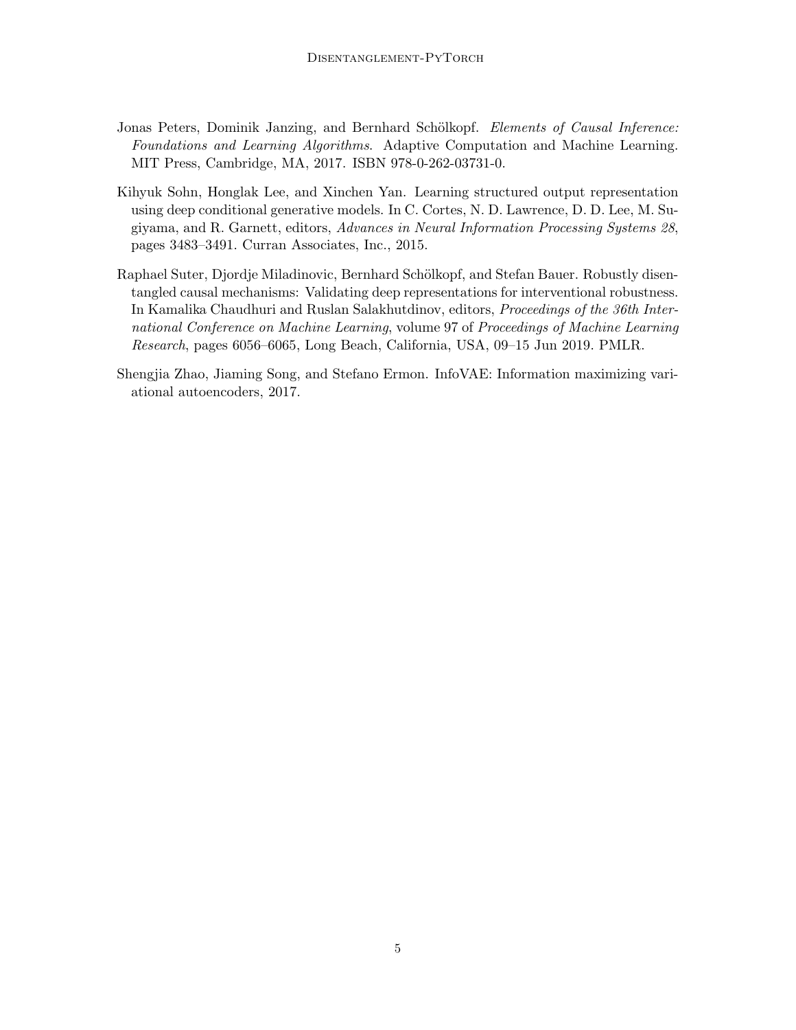Jonas Peters, Dominik Janzing, and Bernhard Schölkopf. *Elements of Causal Inference: Foundations and Learning Algorithms*. Adaptive Computation and Machine Learning. MIT Press, Cambridge, MA, 2017. ISBN 978-0-262-03731-0.

Kihyuk Sohn, Honglak Lee, and Xinchen Yan. Learning structured output representation using deep conditional generative models. In C. Cortes, N. D. Lawrence, D. D. Lee, M. Sugiyama, and R. Garnett, editors, *Advances in Neural Information Processing Systems 28*, pages 3483–3491. Curran Associates, Inc., 2015.

Raphael Suter, Djordje Miladinovic, Bernhard Schölkopf, and Stefan Bauer. Robustly disentangled causal mechanisms: Validating deep representations for interventional robustness. In Kamalika Chaudhuri and Ruslan Salakhutdinov, editors, *Proceedings of the 36th International Conference on Machine Learning*, volume 97 of *Proceedings of Machine Learning Research*, pages 6056–6065, Long Beach, California, USA, 09–15 Jun 2019. PMLR.

Shengjia Zhao, Jiaming Song, and Stefano Ermon. InfoVAE: Information maximizing variational autoencoders, 2017.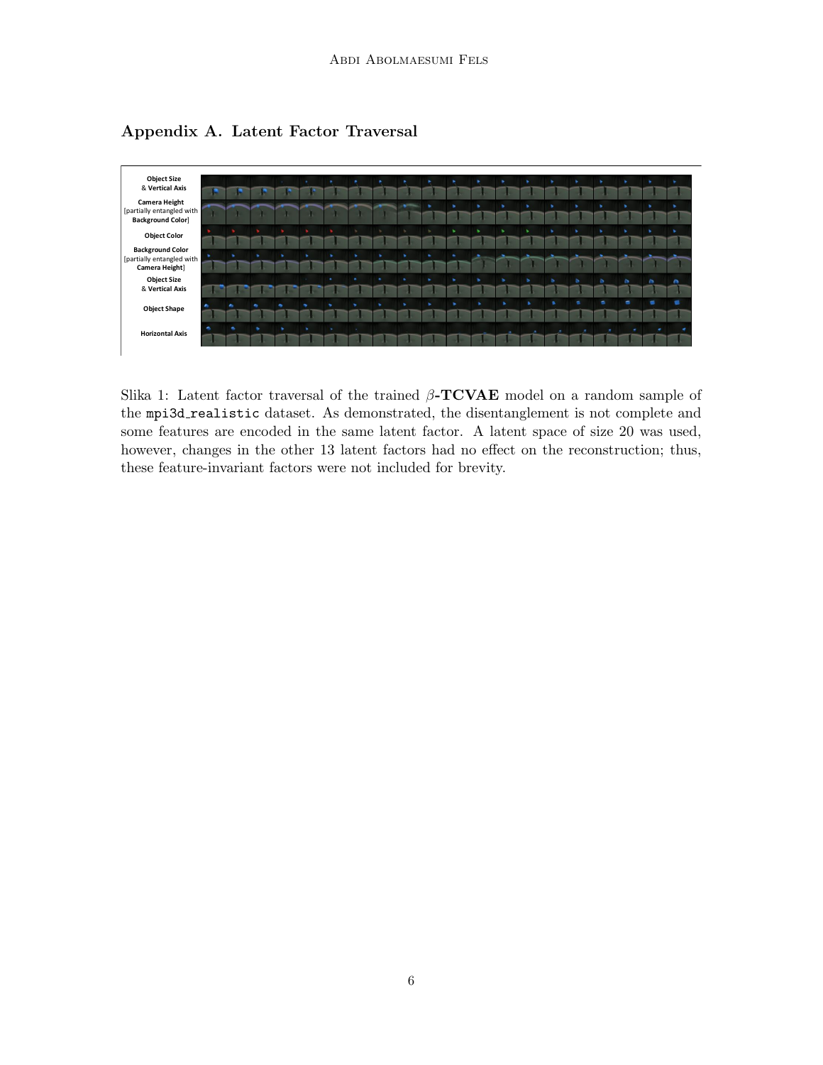## Appendix A. Latent Factor Traversal

Object Size
& Vertical Axis

Camera Height
[partially entangled with
Background Color]

Object Color

Background Color
[partially entangled with
Camera Height]

Object Size
& Vertical Axis

Object Shape

Horizontal Axis

Slika 1: Latent factor traversal of the trained $\beta$-**TCVAE** model on a random sample of the `mpi3d_realistic` dataset. As demonstrated, the disentanglement is not complete and some features are encoded in the same latent factor. A latent space of size 20 was used, however, changes in the other 13 latent factors had no effect on the reconstruction; thus, these feature-invariant factors were not included for brevity.